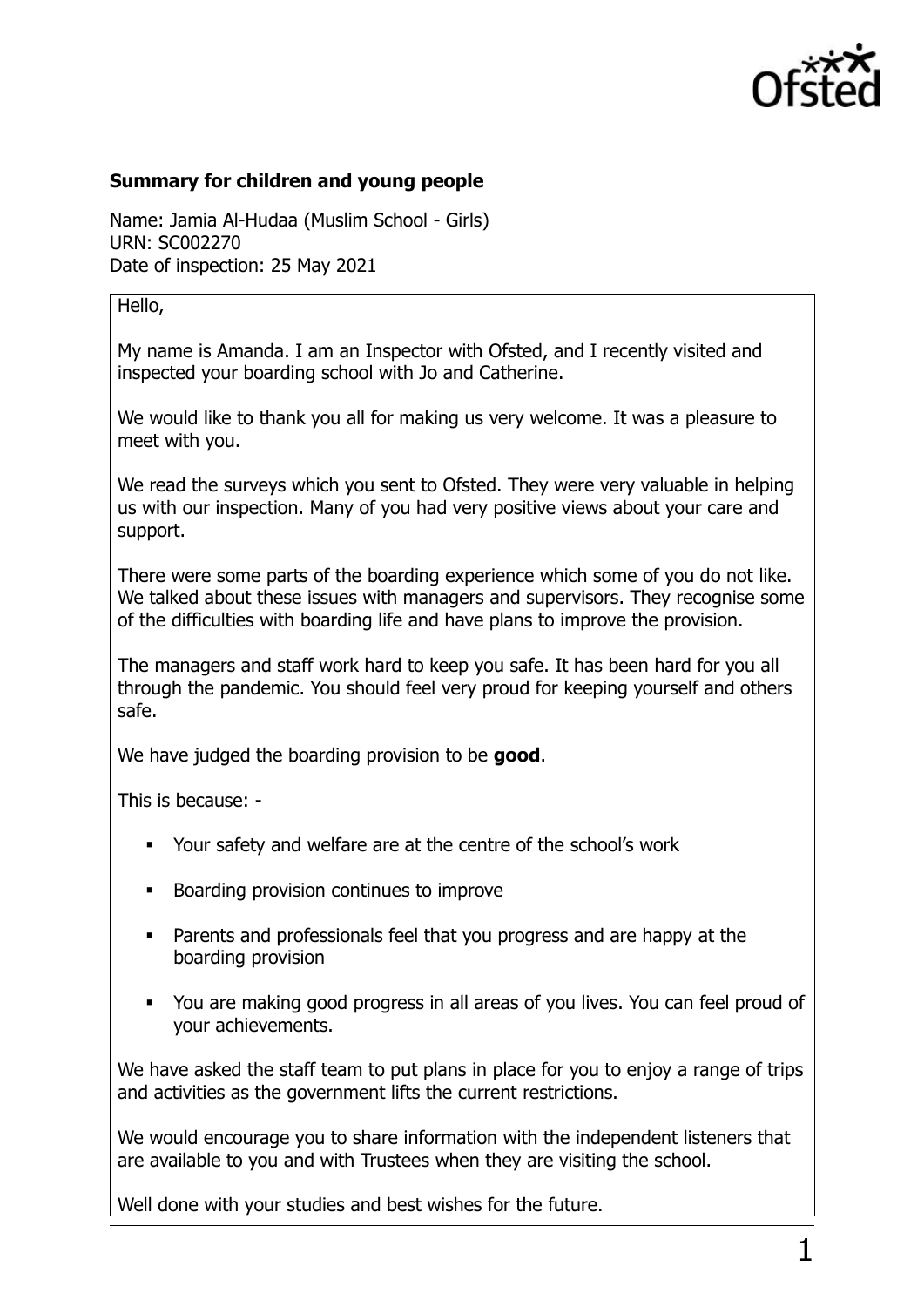**Summary for children and young people**

Name: Jamia Al-Hudaa (Muslim School - Girls)
URN: SC002270
Date of inspection: 25 May 2021

Hello,

My name is Amanda. I am an Inspector with Ofsted, and I recently visited and inspected your boarding school with Jo and Catherine.

We would like to thank you all for making us very welcome. It was a pleasure to meet with you.

We read the surveys which you sent to Ofsted. They were very valuable in helping us with our inspection. Many of you had very positive views about your care and support.

There were some parts of the boarding experience which some of you do not like. We talked about these issues with managers and supervisors. They recognise some of the difficulties with boarding life and have plans to improve the provision.

The managers and staff work hard to keep you safe. It has been hard for you all through the pandemic. You should feel very proud for keeping yourself and others safe.

We have judged the boarding provision to be **good**.

This is because: -

- Your safety and welfare are at the centre of the school's work
- Boarding provision continues to improve
- Parents and professionals feel that you progress and are happy at the boarding provision
- You are making good progress in all areas of you lives. You can feel proud of your achievements.

We have asked the staff team to put plans in place for you to enjoy a range of trips and activities as the government lifts the current restrictions.

We would encourage you to share information with the independent listeners that are available to you and with Trustees when they are visiting the school.

Well done with your studies and best wishes for the future.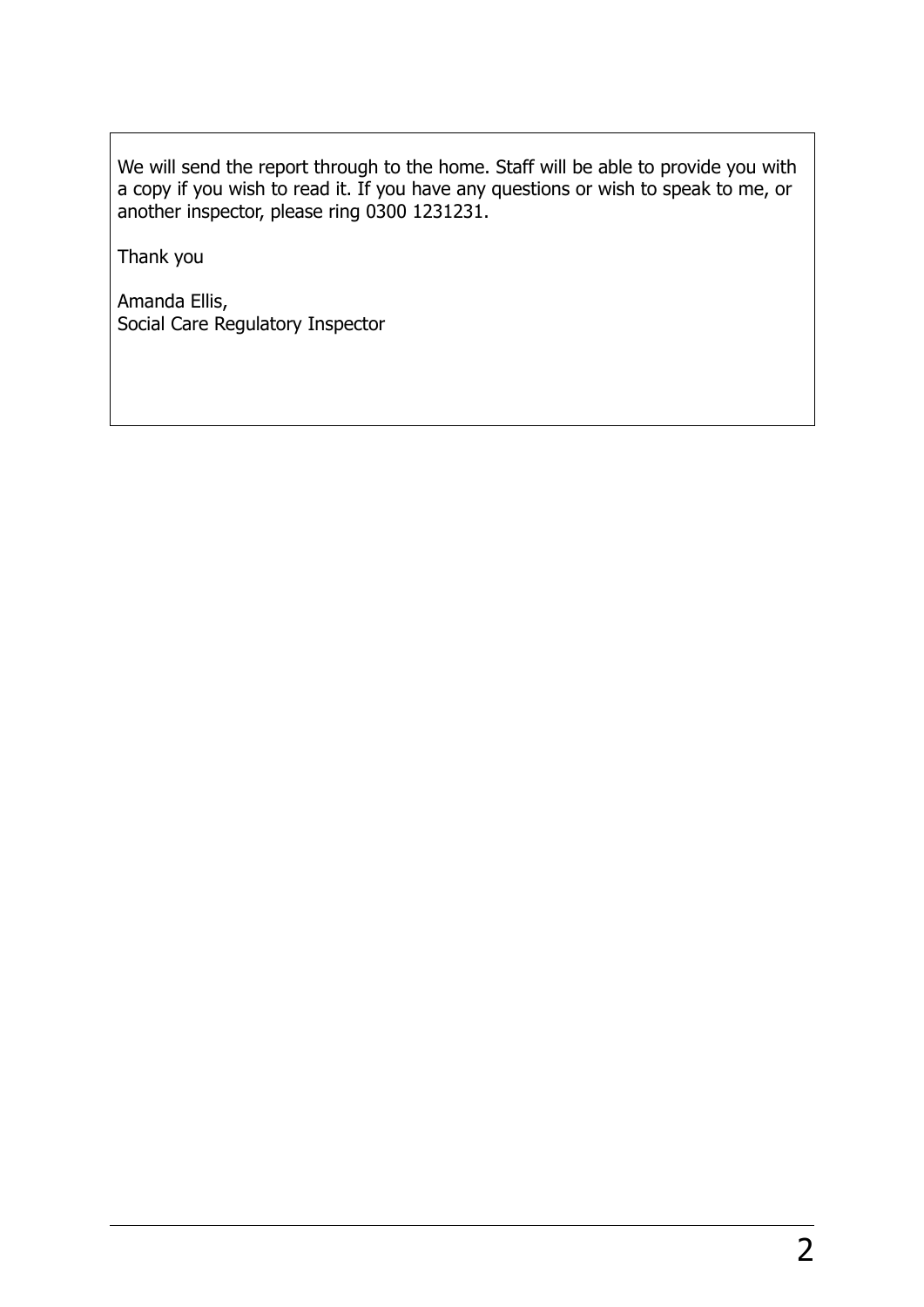We will send the report through to the home. Staff will be able to provide you with a copy if you wish to read it. If you have any questions or wish to speak to me, or another inspector, please ring 0300 1231231.

Thank you

Amanda Ellis,
Social Care Regulatory Inspector